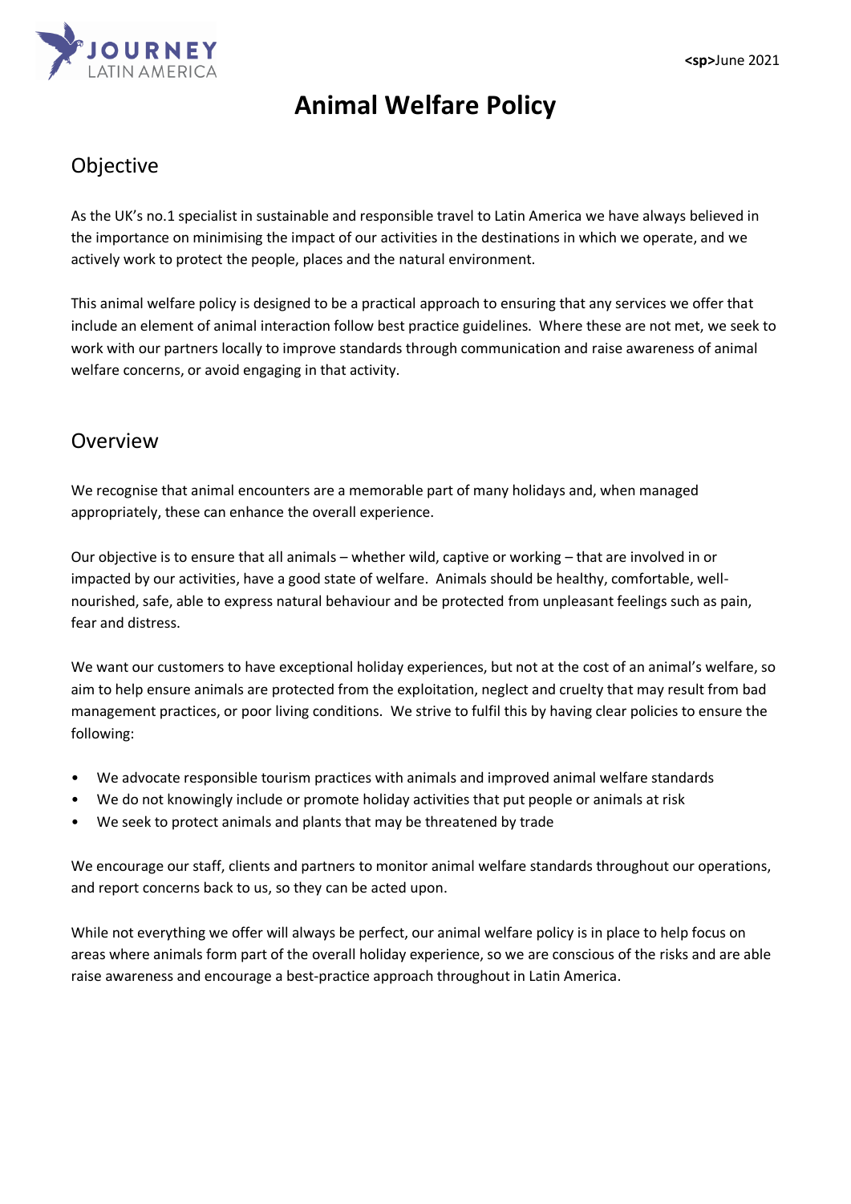<sp>June 2021

# Animal Welfare Policy

## Objective

As the UK's no.1 specialist in sustainable and responsible travel to Latin America we have always believed in the importance on minimising the impact of our activities in the destinations in which we operate, and we actively work to protect the people, places and the natural environment.

This animal welfare policy is designed to be a practical approach to ensuring that any services we offer that include an element of animal interaction follow best practice guidelines. Where these are not met, we seek to work with our partners locally to improve standards through communication and raise awareness of animal welfare concerns, or avoid engaging in that activity.

## Overview

We recognise that animal encounters are a memorable part of many holidays and, when managed appropriately, these can enhance the overall experience.

Our objective is to ensure that all animals – whether wild, captive or working – that are involved in or impacted by our activities, have a good state of welfare. Animals should be healthy, comfortable, well-nourished, safe, able to express natural behaviour and be protected from unpleasant feelings such as pain, fear and distress.

We want our customers to have exceptional holiday experiences, but not at the cost of an animal's welfare, so aim to help ensure animals are protected from the exploitation, neglect and cruelty that may result from bad management practices, or poor living conditions. We strive to fulfil this by having clear policies to ensure the following:

- We advocate responsible tourism practices with animals and improved animal welfare standards
- We do not knowingly include or promote holiday activities that put people or animals at risk
- We seek to protect animals and plants that may be threatened by trade

We encourage our staff, clients and partners to monitor animal welfare standards throughout our operations, and report concerns back to us, so they can be acted upon.

While not everything we offer will always be perfect, our animal welfare policy is in place to help focus on areas where animals form part of the overall holiday experience, so we are conscious of the risks and are able raise awareness and encourage a best-practice approach throughout in Latin America.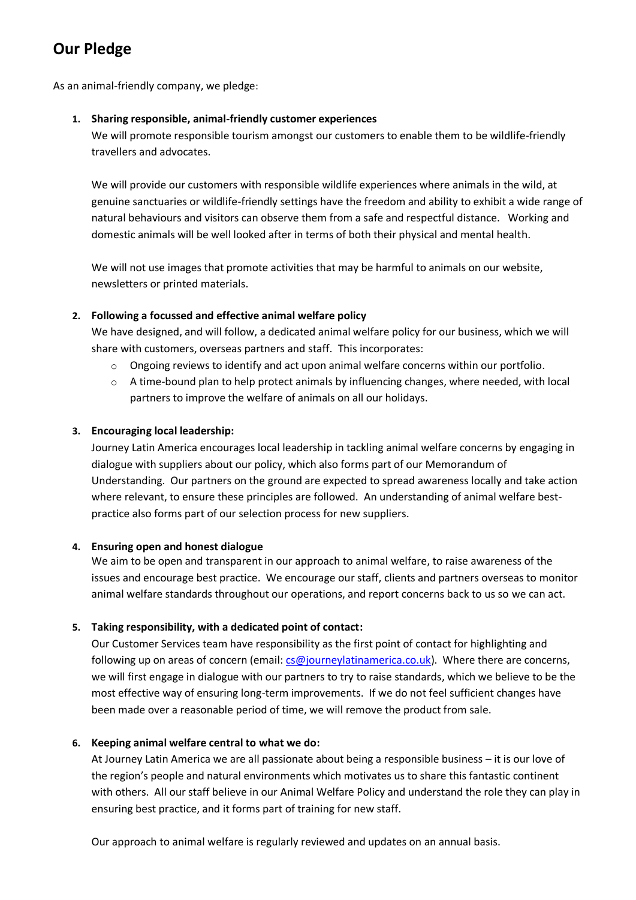# Our Pledge

As an animal-friendly company, we pledge:

1. **Sharing responsible, animal-friendly customer experiences**
   We will promote responsible tourism amongst our customers to enable them to be wildlife-friendly travellers and advocates.

   We will provide our customers with responsible wildlife experiences where animals in the wild, at genuine sanctuaries or wildlife-friendly settings have the freedom and ability to exhibit a wide range of natural behaviours and visitors can observe them from a safe and respectful distance. Working and domestic animals will be well looked after in terms of both their physical and mental health.

   We will not use images that promote activities that may be harmful to animals on our website, newsletters or printed materials.

2. **Following a focussed and effective animal welfare policy**
   We have designed, and will follow, a dedicated animal welfare policy for our business, which we will share with customers, overseas partners and staff. This incorporates:
   - Ongoing reviews to identify and act upon animal welfare concerns within our portfolio.
   - A time-bound plan to help protect animals by influencing changes, where needed, with local partners to improve the welfare of animals on all our holidays.

3. **Encouraging local leadership:**
   Journey Latin America encourages local leadership in tackling animal welfare concerns by engaging in dialogue with suppliers about our policy, which also forms part of our Memorandum of Understanding. Our partners on the ground are expected to spread awareness locally and take action where relevant, to ensure these principles are followed. An understanding of animal welfare best-practice also forms part of our selection process for new suppliers.

4. **Ensuring open and honest dialogue**
   We aim to be open and transparent in our approach to animal welfare, to raise awareness of the issues and encourage best practice. We encourage our staff, clients and partners overseas to monitor animal welfare standards throughout our operations, and report concerns back to us so we can act.

5. **Taking responsibility, with a dedicated point of contact:**
   Our Customer Services team have responsibility as the first point of contact for highlighting and following up on areas of concern (email: cs@journeylatinamerica.co.uk). Where there are concerns, we will first engage in dialogue with our partners to try to raise standards, which we believe to be the most effective way of ensuring long-term improvements. If we do not feel sufficient changes have been made over a reasonable period of time, we will remove the product from sale.

6. **Keeping animal welfare central to what we do:**
   At Journey Latin America we are all passionate about being a responsible business – it is our love of the region's people and natural environments which motivates us to share this fantastic continent with others. All our staff believe in our Animal Welfare Policy and understand the role they can play in ensuring best practice, and it forms part of training for new staff.

   Our approach to animal welfare is regularly reviewed and updates on an annual basis.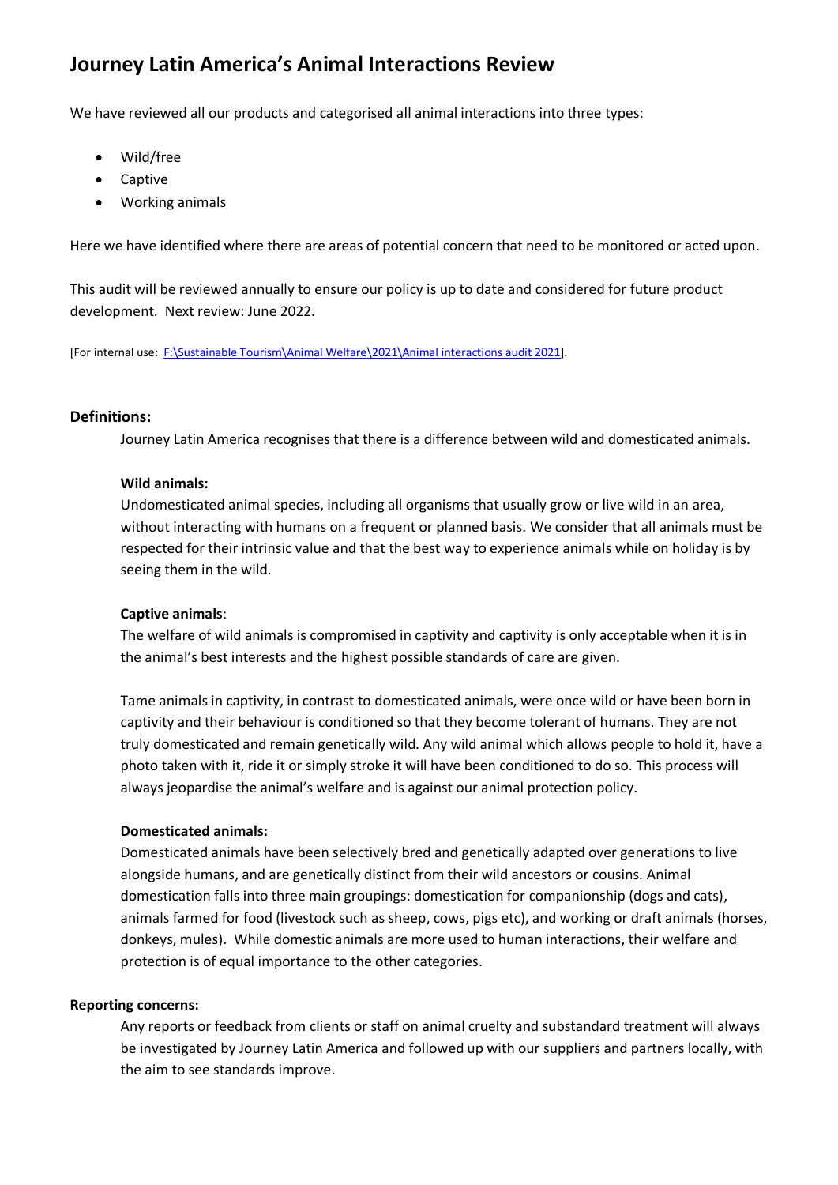# Journey Latin America's Animal Interactions Review

We have reviewed all our products and categorised all animal interactions into three types:

- Wild/free
- Captive
- Working animals

Here we have identified where there are areas of potential concern that need to be monitored or acted upon.

This audit will be reviewed annually to ensure our policy is up to date and considered for future product development. Next review: June 2022.

[For internal use: F:\Sustainable Tourism\Animal Welfare\2021\Animal interactions audit 2021].

### Definitions:

Journey Latin America recognises that there is a difference between wild and domesticated animals.

**Wild animals:**

Undomesticated animal species, including all organisms that usually grow or live wild in an area, without interacting with humans on a frequent or planned basis. We consider that all animals must be respected for their intrinsic value and that the best way to experience animals while on holiday is by seeing them in the wild.

**Captive animals**:

The welfare of wild animals is compromised in captivity and captivity is only acceptable when it is in the animal's best interests and the highest possible standards of care are given.

Tame animals in captivity, in contrast to domesticated animals, were once wild or have been born in captivity and their behaviour is conditioned so that they become tolerant of humans. They are not truly domesticated and remain genetically wild. Any wild animal which allows people to hold it, have a photo taken with it, ride it or simply stroke it will have been conditioned to do so. This process will always jeopardise the animal's welfare and is against our animal protection policy.

**Domesticated animals:**

Domesticated animals have been selectively bred and genetically adapted over generations to live alongside humans, and are genetically distinct from their wild ancestors or cousins. Animal domestication falls into three main groupings: domestication for companionship (dogs and cats), animals farmed for food (livestock such as sheep, cows, pigs etc), and working or draft animals (horses, donkeys, mules). While domestic animals are more used to human interactions, their welfare and protection is of equal importance to the other categories.

**Reporting concerns:**

Any reports or feedback from clients or staff on animal cruelty and substandard treatment will always be investigated by Journey Latin America and followed up with our suppliers and partners locally, with the aim to see standards improve.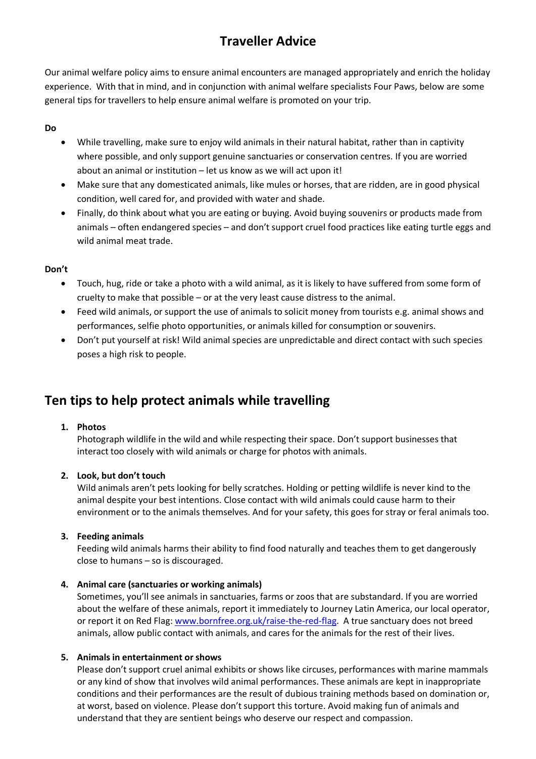# Traveller Advice

Our animal welfare policy aims to ensure animal encounters are managed appropriately and enrich the holiday experience. With that in mind, and in conjunction with animal welfare specialists Four Paws, below are some general tips for travellers to help ensure animal welfare is promoted on your trip.

**Do**

- While travelling, make sure to enjoy wild animals in their natural habitat, rather than in captivity where possible, and only support genuine sanctuaries or conservation centres. If you are worried about an animal or institution – let us know as we will act upon it!
- Make sure that any domesticated animals, like mules or horses, that are ridden, are in good physical condition, well cared for, and provided with water and shade.
- Finally, do think about what you are eating or buying. Avoid buying souvenirs or products made from animals – often endangered species – and don't support cruel food practices like eating turtle eggs and wild animal meat trade.

**Don't**

- Touch, hug, ride or take a photo with a wild animal, as it is likely to have suffered from some form of cruelty to make that possible – or at the very least cause distress to the animal.
- Feed wild animals, or support the use of animals to solicit money from tourists e.g. animal shows and performances, selfie photo opportunities, or animals killed for consumption or souvenirs.
- Don't put yourself at risk! Wild animal species are unpredictable and direct contact with such species poses a high risk to people.

## Ten tips to help protect animals while travelling

1. **Photos**
   Photograph wildlife in the wild and while respecting their space. Don't support businesses that interact too closely with wild animals or charge for photos with animals.

2. **Look, but don't touch**
   Wild animals aren't pets looking for belly scratches. Holding or petting wildlife is never kind to the animal despite your best intentions. Close contact with wild animals could cause harm to their environment or to the animals themselves. And for your safety, this goes for stray or feral animals too.

3. **Feeding animals**
   Feeding wild animals harms their ability to find food naturally and teaches them to get dangerously close to humans – so is discouraged.

4. **Animal care (sanctuaries or working animals)**
   Sometimes, you'll see animals in sanctuaries, farms or zoos that are substandard. If you are worried about the welfare of these animals, report it immediately to Journey Latin America, our local operator, or report it on Red Flag: [www.bornfree.org.uk/raise-the-red-flag](www.bornfree.org.uk/raise-the-red-flag). A true sanctuary does not breed animals, allow public contact with animals, and cares for the animals for the rest of their lives.

5. **Animals in entertainment or shows**
   Please don't support cruel animal exhibits or shows like circuses, performances with marine mammals or any kind of show that involves wild animal performances. These animals are kept in inappropriate conditions and their performances are the result of dubious training methods based on domination or, at worst, based on violence. Please don't support this torture. Avoid making fun of animals and understand that they are sentient beings who deserve our respect and compassion.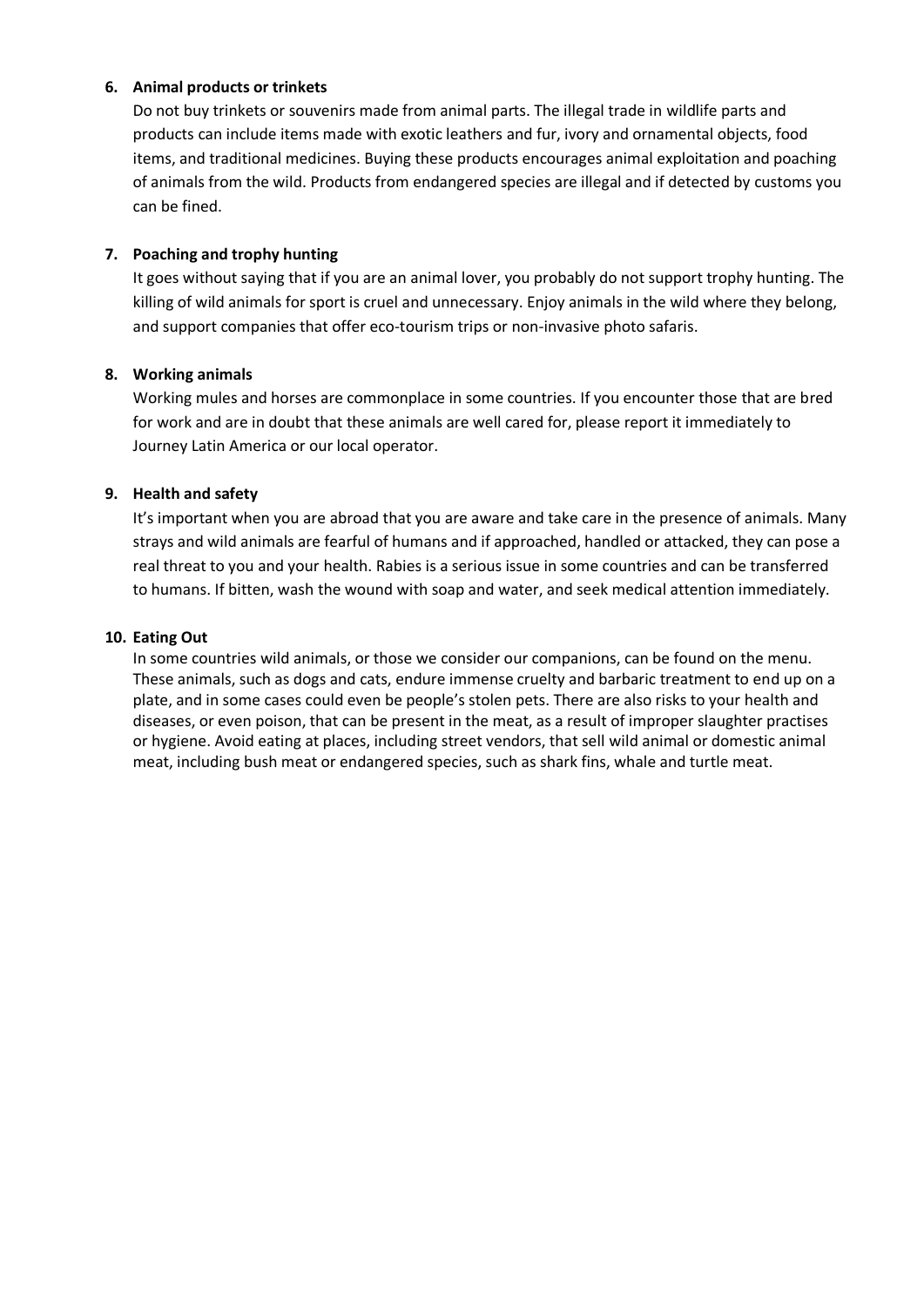6. **Animal products or trinkets**

   Do not buy trinkets or souvenirs made from animal parts. The illegal trade in wildlife parts and products can include items made with exotic leathers and fur, ivory and ornamental objects, food items, and traditional medicines. Buying these products encourages animal exploitation and poaching of animals from the wild. Products from endangered species are illegal and if detected by customs you can be fined.

7. **Poaching and trophy hunting**

   It goes without saying that if you are an animal lover, you probably do not support trophy hunting. The killing of wild animals for sport is cruel and unnecessary. Enjoy animals in the wild where they belong, and support companies that offer eco-tourism trips or non-invasive photo safaris.

8. **Working animals**

   Working mules and horses are commonplace in some countries. If you encounter those that are bred for work and are in doubt that these animals are well cared for, please report it immediately to Journey Latin America or our local operator.

9. **Health and safety**

   It's important when you are abroad that you are aware and take care in the presence of animals. Many strays and wild animals are fearful of humans and if approached, handled or attacked, they can pose a real threat to you and your health. Rabies is a serious issue in some countries and can be transferred to humans. If bitten, wash the wound with soap and water, and seek medical attention immediately.

10. **Eating Out**

    In some countries wild animals, or those we consider our companions, can be found on the menu. These animals, such as dogs and cats, endure immense cruelty and barbaric treatment to end up on a plate, and in some cases could even be people's stolen pets. There are also risks to your health and diseases, or even poison, that can be present in the meat, as a result of improper slaughter practises or hygiene. Avoid eating at places, including street vendors, that sell wild animal or domestic animal meat, including bush meat or endangered species, such as shark fins, whale and turtle meat.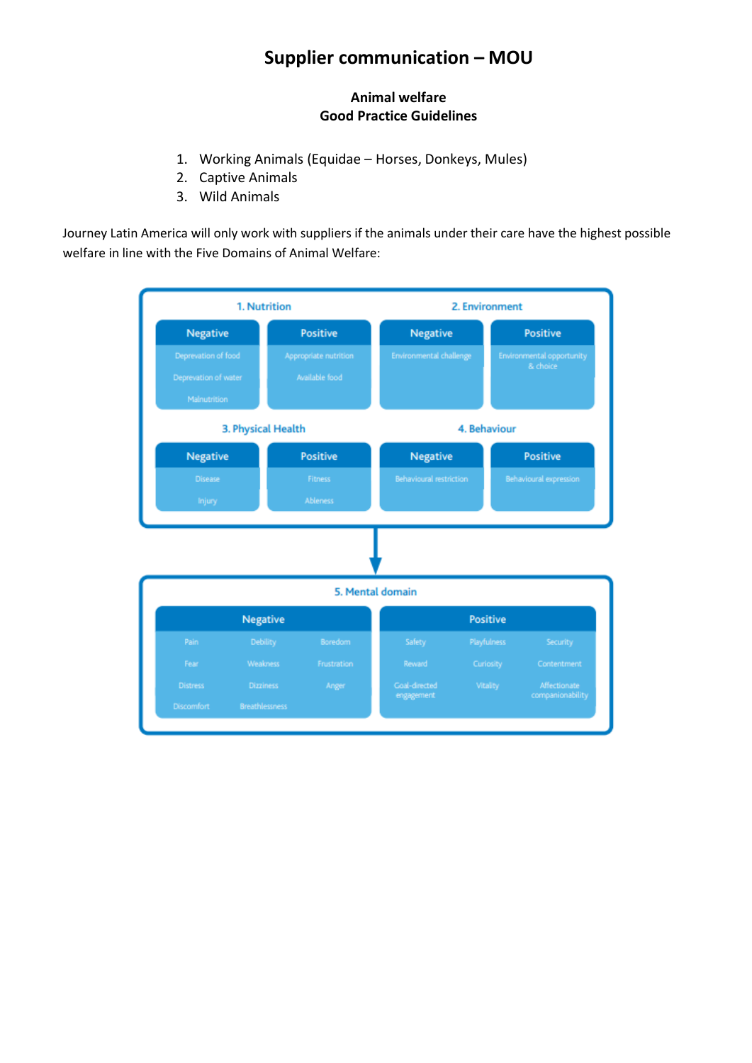# Supplier communication – MOU

**Animal welfare**
**Good Practice Guidelines**

1. Working Animals (Equidae – Horses, Donkeys, Mules)
2. Captive Animals
3. Wild Animals

Journey Latin America will only work with suppliers if the animals under their care have the highest possible welfare in line with the Five Domains of Animal Welfare:

**1. Nutrition**

| Negative | Positive |
|---|---|
| Deprevation of food | Appropriate nutrition |
| Deprevation of water | Available food |
| Malnutrition | |

**2. Environment**

| Negative | Positive |
|---|---|
| Environmental challenge | Environmental opportunity & choice |

**3. Physical Health**

| Negative | Positive |
|---|---|
| Disease | Fitness |
| Injury | Ableness |

**4. Behaviour**

| Negative | Positive |
|---|---|
| Behavioural restriction | Behavioural expression |

**5. Mental domain**

| Negative | | | Positive | | |
|---|---|---|---|---|---|
| Pain | Debility | Boredom | Safety | Playfulness | Security |
| Fear | Weakness | Frustration | Reward | Curiosity | Contentment |
| Distress | Dizziness | Anger | Goal-directed engagement | Vitality | Affectionate companionability |
| Discomfort | Breathlessness | | | | |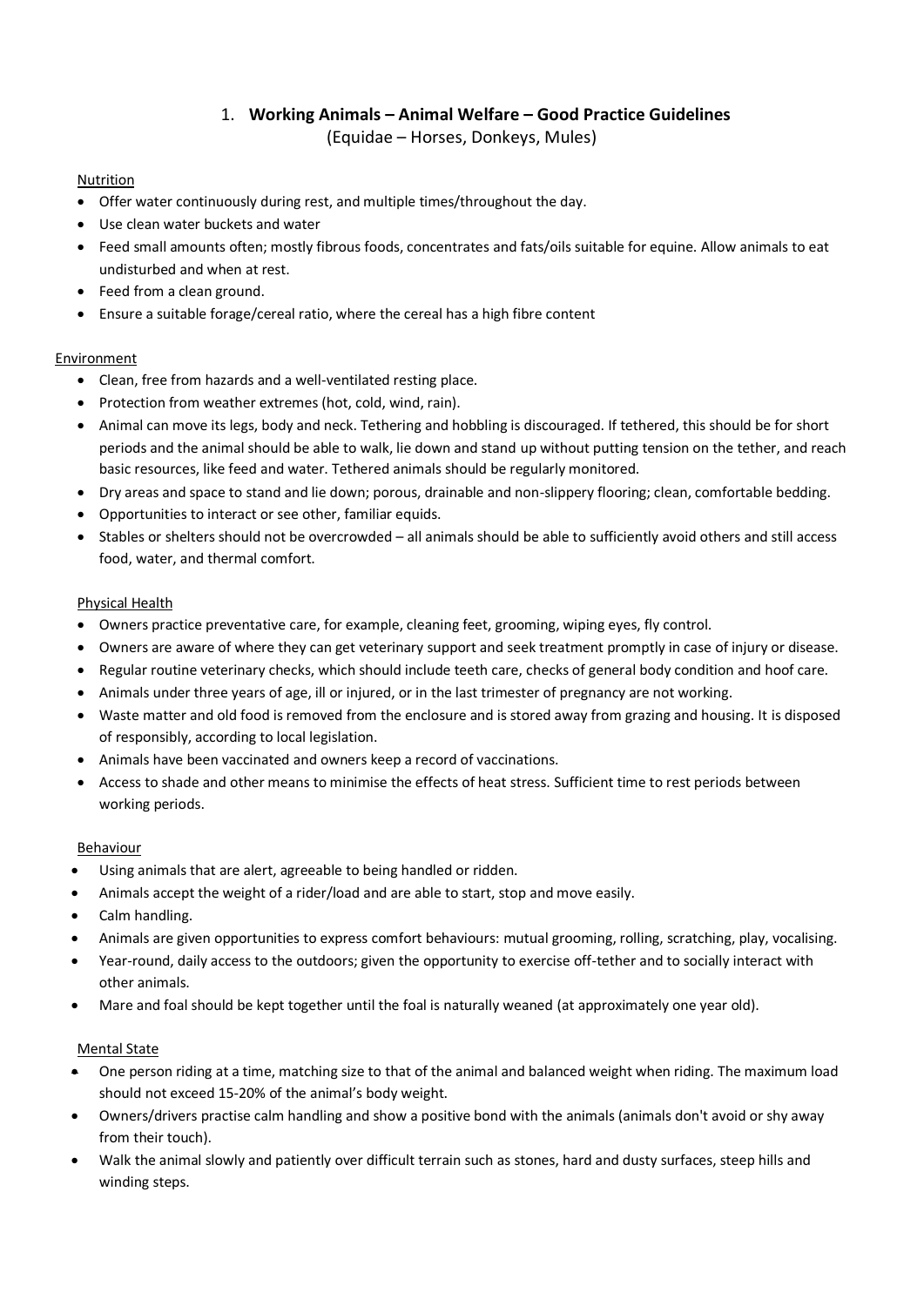# 1. **Working Animals – Animal Welfare – Good Practice Guidelines**

(Equidae – Horses, Donkeys, Mules)

## Nutrition

- Offer water continuously during rest, and multiple times/throughout the day.
- Use clean water buckets and water
- Feed small amounts often; mostly fibrous foods, concentrates and fats/oils suitable for equine. Allow animals to eat undisturbed and when at rest.
- Feed from a clean ground.
- Ensure a suitable forage/cereal ratio, where the cereal has a high fibre content

## Environment

- Clean, free from hazards and a well-ventilated resting place.
- Protection from weather extremes (hot, cold, wind, rain).
- Animal can move its legs, body and neck. Tethering and hobbling is discouraged. If tethered, this should be for short periods and the animal should be able to walk, lie down and stand up without putting tension on the tether, and reach basic resources, like feed and water. Tethered animals should be regularly monitored.
- Dry areas and space to stand and lie down; porous, drainable and non-slippery flooring; clean, comfortable bedding.
- Opportunities to interact or see other, familiar equids.
- Stables or shelters should not be overcrowded – all animals should be able to sufficiently avoid others and still access food, water, and thermal comfort.

## Physical Health

- Owners practice preventative care, for example, cleaning feet, grooming, wiping eyes, fly control.
- Owners are aware of where they can get veterinary support and seek treatment promptly in case of injury or disease.
- Regular routine veterinary checks, which should include teeth care, checks of general body condition and hoof care.
- Animals under three years of age, ill or injured, or in the last trimester of pregnancy are not working.
- Waste matter and old food is removed from the enclosure and is stored away from grazing and housing. It is disposed of responsibly, according to local legislation.
- Animals have been vaccinated and owners keep a record of vaccinations.
- Access to shade and other means to minimise the effects of heat stress. Sufficient time to rest periods between working periods.

## Behaviour

- Using animals that are alert, agreeable to being handled or ridden.
- Animals accept the weight of a rider/load and are able to start, stop and move easily.
- Calm handling.
- Animals are given opportunities to express comfort behaviours: mutual grooming, rolling, scratching, play, vocalising.
- Year-round, daily access to the outdoors; given the opportunity to exercise off-tether and to socially interact with other animals.
- Mare and foal should be kept together until the foal is naturally weaned (at approximately one year old).

## Mental State

- One person riding at a time, matching size to that of the animal and balanced weight when riding. The maximum load should not exceed 15-20% of the animal's body weight.
- Owners/drivers practise calm handling and show a positive bond with the animals (animals don't avoid or shy away from their touch).
- Walk the animal slowly and patiently over difficult terrain such as stones, hard and dusty surfaces, steep hills and winding steps.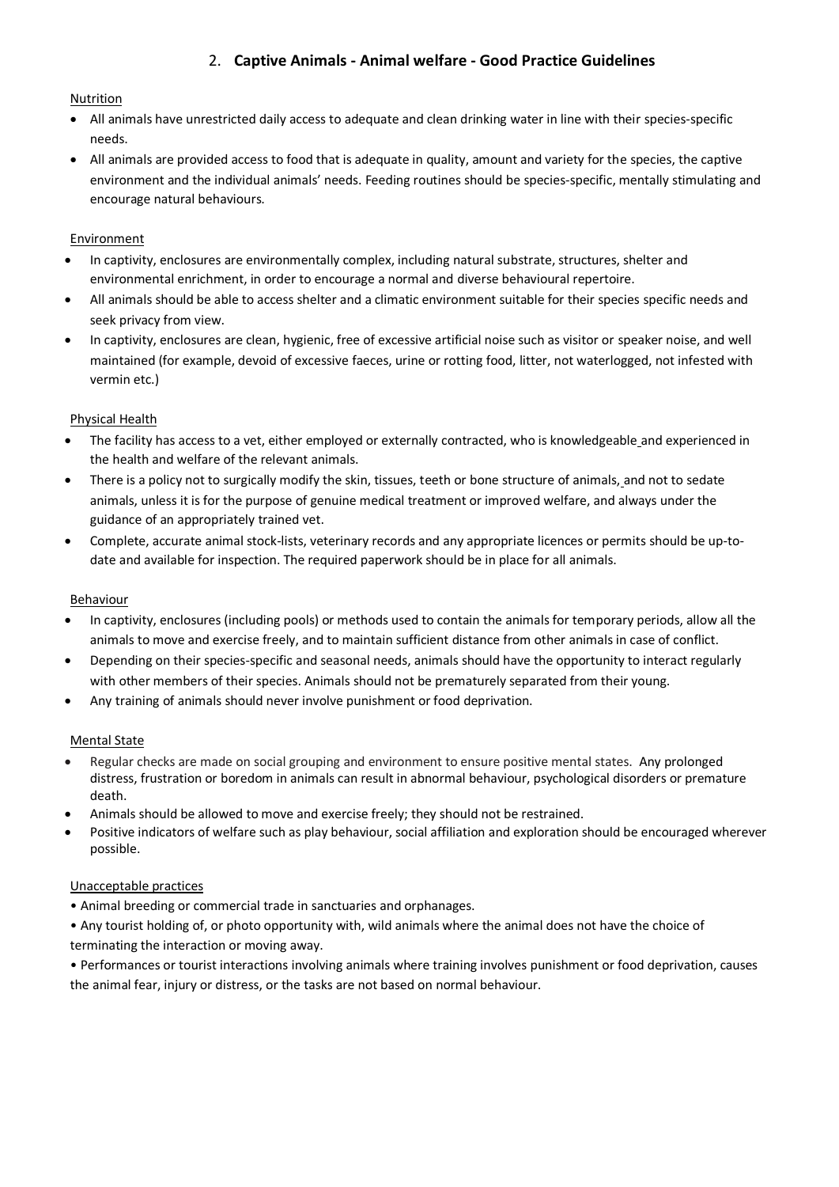## 2. **Captive Animals - Animal welfare - Good Practice Guidelines**

Nutrition

- All animals have unrestricted daily access to adequate and clean drinking water in line with their species-specific needs.
- All animals are provided access to food that is adequate in quality, amount and variety for the species, the captive environment and the individual animals' needs. Feeding routines should be species-specific, mentally stimulating and encourage natural behaviours.

Environment

- In captivity, enclosures are environmentally complex, including natural substrate, structures, shelter and environmental enrichment, in order to encourage a normal and diverse behavioural repertoire.
- All animals should be able to access shelter and a climatic environment suitable for their species specific needs and seek privacy from view.
- In captivity, enclosures are clean, hygienic, free of excessive artificial noise such as visitor or speaker noise, and well maintained (for example, devoid of excessive faeces, urine or rotting food, litter, not waterlogged, not infested with vermin etc.)

Physical Health

- The facility has access to a vet, either employed or externally contracted, who is knowledgeable and experienced in the health and welfare of the relevant animals.
- There is a policy not to surgically modify the skin, tissues, teeth or bone structure of animals, and not to sedate animals, unless it is for the purpose of genuine medical treatment or improved welfare, and always under the guidance of an appropriately trained vet.
- Complete, accurate animal stock-lists, veterinary records and any appropriate licences or permits should be up-to-date and available for inspection. The required paperwork should be in place for all animals.

Behaviour

- In captivity, enclosures (including pools) or methods used to contain the animals for temporary periods, allow all the animals to move and exercise freely, and to maintain sufficient distance from other animals in case of conflict.
- Depending on their species-specific and seasonal needs, animals should have the opportunity to interact regularly with other members of their species. Animals should not be prematurely separated from their young.
- Any training of animals should never involve punishment or food deprivation.

Mental State

- Regular checks are made on social grouping and environment to ensure positive mental states. Any prolonged distress, frustration or boredom in animals can result in abnormal behaviour, psychological disorders or premature death.
- Animals should be allowed to move and exercise freely; they should not be restrained.
- Positive indicators of welfare such as play behaviour, social affiliation and exploration should be encouraged wherever possible.

Unacceptable practices

- Animal breeding or commercial trade in sanctuaries and orphanages.
- Any tourist holding of, or photo opportunity with, wild animals where the animal does not have the choice of terminating the interaction or moving away.
- Performances or tourist interactions involving animals where training involves punishment or food deprivation, causes the animal fear, injury or distress, or the tasks are not based on normal behaviour.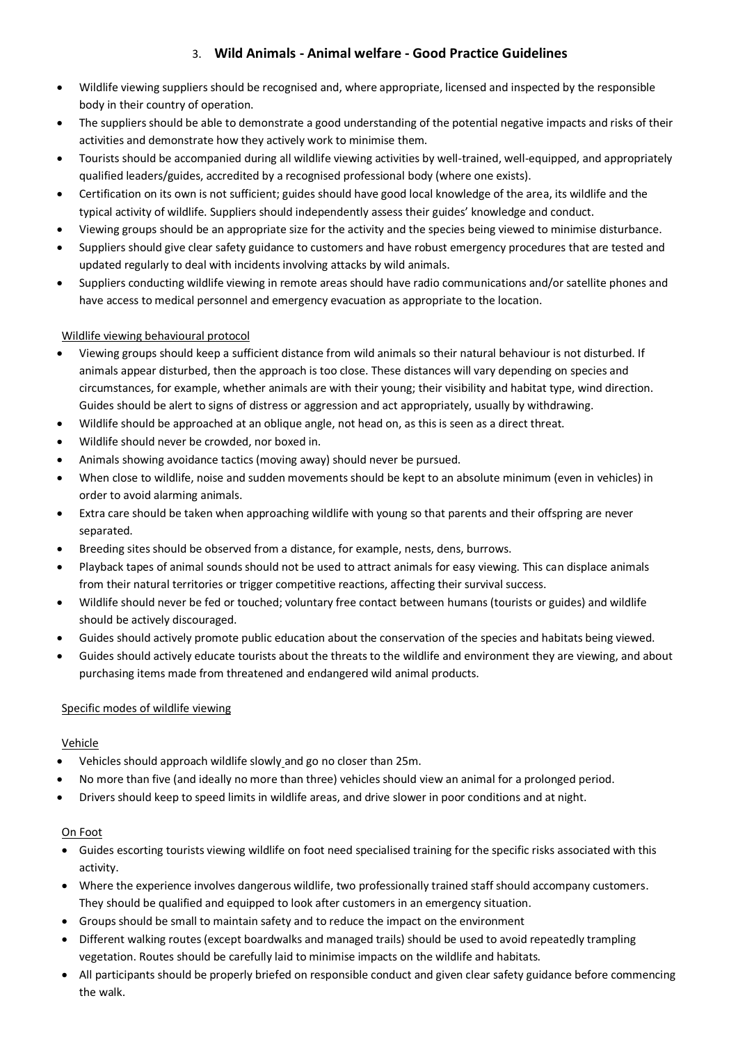## 3. **Wild Animals - Animal welfare - Good Practice Guidelines**

- Wildlife viewing suppliers should be recognised and, where appropriate, licensed and inspected by the responsible body in their country of operation.
- The suppliers should be able to demonstrate a good understanding of the potential negative impacts and risks of their activities and demonstrate how they actively work to minimise them.
- Tourists should be accompanied during all wildlife viewing activities by well-trained, well-equipped, and appropriately qualified leaders/guides, accredited by a recognised professional body (where one exists).
- Certification on its own is not sufficient; guides should have good local knowledge of the area, its wildlife and the typical activity of wildlife. Suppliers should independently assess their guides' knowledge and conduct.
- Viewing groups should be an appropriate size for the activity and the species being viewed to minimise disturbance.
- Suppliers should give clear safety guidance to customers and have robust emergency procedures that are tested and updated regularly to deal with incidents involving attacks by wild animals.
- Suppliers conducting wildlife viewing in remote areas should have radio communications and/or satellite phones and have access to medical personnel and emergency evacuation as appropriate to the location.

<u>Wildlife viewing behavioural protocol</u>

- Viewing groups should keep a sufficient distance from wild animals so their natural behaviour is not disturbed. If animals appear disturbed, then the approach is too close. These distances will vary depending on species and circumstances, for example, whether animals are with their young; their visibility and habitat type, wind direction. Guides should be alert to signs of distress or aggression and act appropriately, usually by withdrawing.
- Wildlife should be approached at an oblique angle, not head on, as this is seen as a direct threat.
- Wildlife should never be crowded, nor boxed in.
- Animals showing avoidance tactics (moving away) should never be pursued.
- When close to wildlife, noise and sudden movements should be kept to an absolute minimum (even in vehicles) in order to avoid alarming animals.
- Extra care should be taken when approaching wildlife with young so that parents and their offspring are never separated.
- Breeding sites should be observed from a distance, for example, nests, dens, burrows.
- Playback tapes of animal sounds should not be used to attract animals for easy viewing. This can displace animals from their natural territories or trigger competitive reactions, affecting their survival success.
- Wildlife should never be fed or touched; voluntary free contact between humans (tourists or guides) and wildlife should be actively discouraged.
- Guides should actively promote public education about the conservation of the species and habitats being viewed.
- Guides should actively educate tourists about the threats to the wildlife and environment they are viewing, and about purchasing items made from threatened and endangered wild animal products.

<u>Specific modes of wildlife viewing</u>

<u>Vehicle</u>

- Vehicles should approach wildlife slowly and go no closer than 25m.
- No more than five (and ideally no more than three) vehicles should view an animal for a prolonged period.
- Drivers should keep to speed limits in wildlife areas, and drive slower in poor conditions and at night.

<u>On Foot</u>

- Guides escorting tourists viewing wildlife on foot need specialised training for the specific risks associated with this activity.
- Where the experience involves dangerous wildlife, two professionally trained staff should accompany customers. They should be qualified and equipped to look after customers in an emergency situation.
- Groups should be small to maintain safety and to reduce the impact on the environment
- Different walking routes (except boardwalks and managed trails) should be used to avoid repeatedly trampling vegetation. Routes should be carefully laid to minimise impacts on the wildlife and habitats.
- All participants should be properly briefed on responsible conduct and given clear safety guidance before commencing the walk.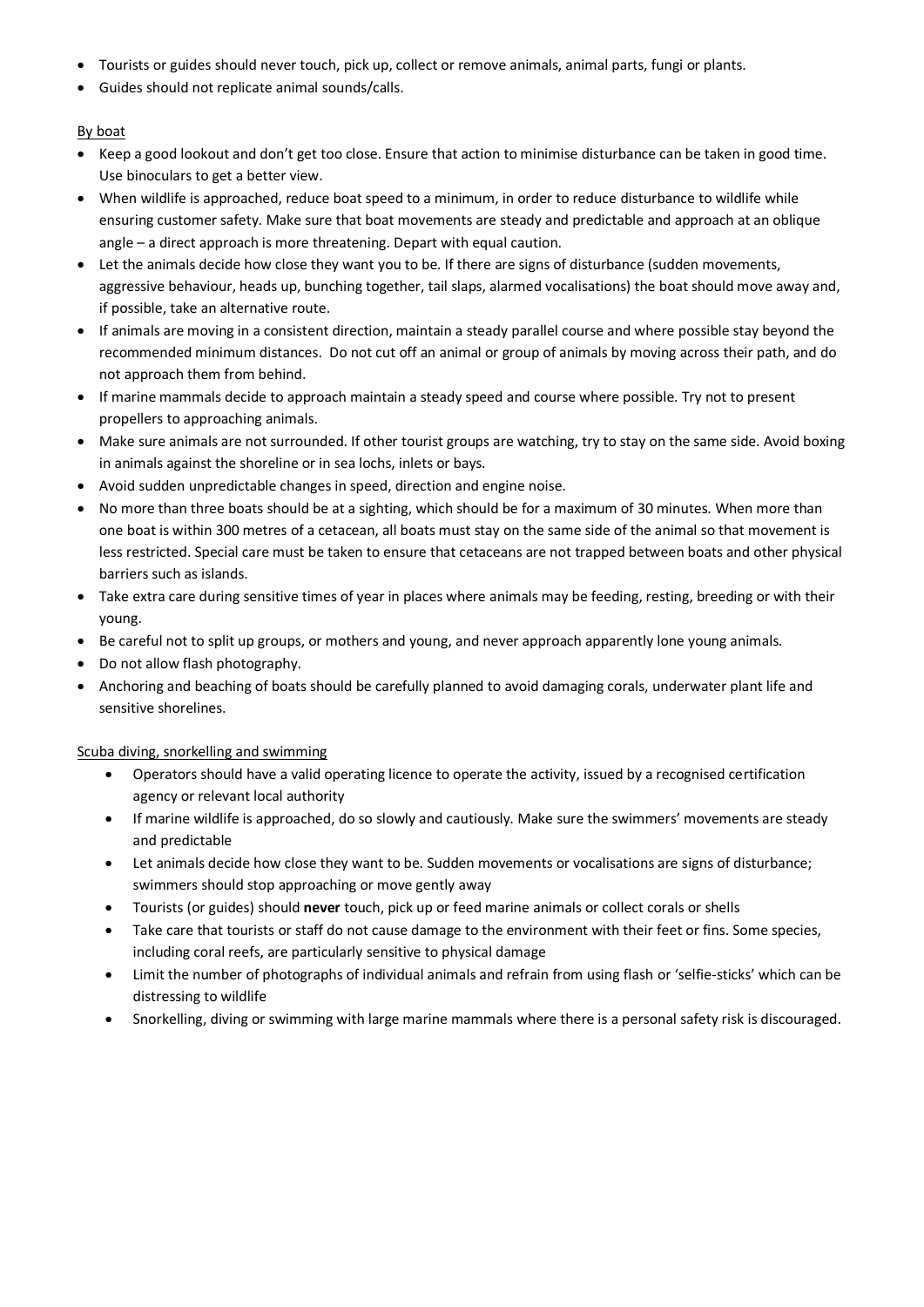- Tourists or guides should never touch, pick up, collect or remove animals, animal parts, fungi or plants.
- Guides should not replicate animal sounds/calls.

By boat

- Keep a good lookout and don't get too close. Ensure that action to minimise disturbance can be taken in good time. Use binoculars to get a better view.
- When wildlife is approached, reduce boat speed to a minimum, in order to reduce disturbance to wildlife while ensuring customer safety. Make sure that boat movements are steady and predictable and approach at an oblique angle – a direct approach is more threatening. Depart with equal caution.
- Let the animals decide how close they want you to be. If there are signs of disturbance (sudden movements, aggressive behaviour, heads up, bunching together, tail slaps, alarmed vocalisations) the boat should move away and, if possible, take an alternative route.
- If animals are moving in a consistent direction, maintain a steady parallel course and where possible stay beyond the recommended minimum distances. Do not cut off an animal or group of animals by moving across their path, and do not approach them from behind.
- If marine mammals decide to approach maintain a steady speed and course where possible. Try not to present propellers to approaching animals.
- Make sure animals are not surrounded. If other tourist groups are watching, try to stay on the same side. Avoid boxing in animals against the shoreline or in sea lochs, inlets or bays.
- Avoid sudden unpredictable changes in speed, direction and engine noise.
- No more than three boats should be at a sighting, which should be for a maximum of 30 minutes. When more than one boat is within 300 metres of a cetacean, all boats must stay on the same side of the animal so that movement is less restricted. Special care must be taken to ensure that cetaceans are not trapped between boats and other physical barriers such as islands.
- Take extra care during sensitive times of year in places where animals may be feeding, resting, breeding or with their young.
- Be careful not to split up groups, or mothers and young, and never approach apparently lone young animals.
- Do not allow flash photography.
- Anchoring and beaching of boats should be carefully planned to avoid damaging corals, underwater plant life and sensitive shorelines.

Scuba diving, snorkelling and swimming

- Operators should have a valid operating licence to operate the activity, issued by a recognised certification agency or relevant local authority
- If marine wildlife is approached, do so slowly and cautiously. Make sure the swimmers' movements are steady and predictable
- Let animals decide how close they want to be. Sudden movements or vocalisations are signs of disturbance; swimmers should stop approaching or move gently away
- Tourists (or guides) should **never** touch, pick up or feed marine animals or collect corals or shells
- Take care that tourists or staff do not cause damage to the environment with their feet or fins. Some species, including coral reefs, are particularly sensitive to physical damage
- Limit the number of photographs of individual animals and refrain from using flash or 'selfie-sticks' which can be distressing to wildlife
- Snorkelling, diving or swimming with large marine mammals where there is a personal safety risk is discouraged.